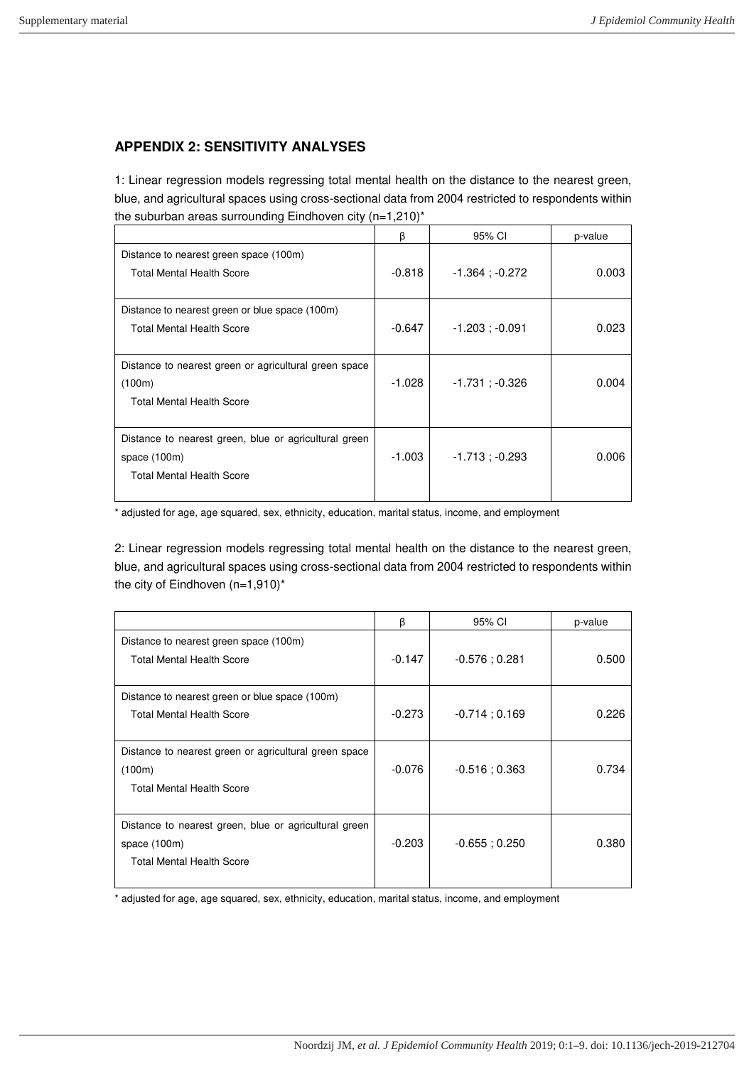## APPENDIX 2: SENSITIVITY ANALYSES

1: Linear regression models regressing total mental health on the distance to the nearest green, blue, and agricultural spaces using cross-sectional data from 2004 restricted to respondents within the suburban areas surrounding Eindhoven city (n=1,210)*

| | β | 95% CI | p-value |
|---|---|---|---|
| Distance to nearest green space (100m)<br>Total Mental Health Score | -0.818 | -1.364 ; -0.272 | 0.003 |
| Distance to nearest green or blue space (100m)<br>Total Mental Health Score | -0.647 | -1.203 ; -0.091 | 0.023 |
| Distance to nearest green or agricultural green space (100m)<br>Total Mental Health Score | -1.028 | -1.731 ; -0.326 | 0.004 |
| Distance to nearest green, blue or agricultural green space (100m)<br>Total Mental Health Score | -1.003 | -1.713 ; -0.293 | 0.006 |

* adjusted for age, age squared, sex, ethnicity, education, marital status, income, and employment

2: Linear regression models regressing total mental health on the distance to the nearest green, blue, and agricultural spaces using cross-sectional data from 2004 restricted to respondents within the city of Eindhoven (n=1,910)*

| | β | 95% CI | p-value |
|---|---|---|---|
| Distance to nearest green space (100m)<br>Total Mental Health Score | -0.147 | -0.576 ; 0.281 | 0.500 |
| Distance to nearest green or blue space (100m)<br>Total Mental Health Score | -0.273 | -0.714 ; 0.169 | 0.226 |
| Distance to nearest green or agricultural green space (100m)<br>Total Mental Health Score | -0.076 | -0.516 ; 0.363 | 0.734 |
| Distance to nearest green, blue or agricultural green space (100m)<br>Total Mental Health Score | -0.203 | -0.655 ; 0.250 | 0.380 |

* adjusted for age, age squared, sex, ethnicity, education, marital status, income, and employment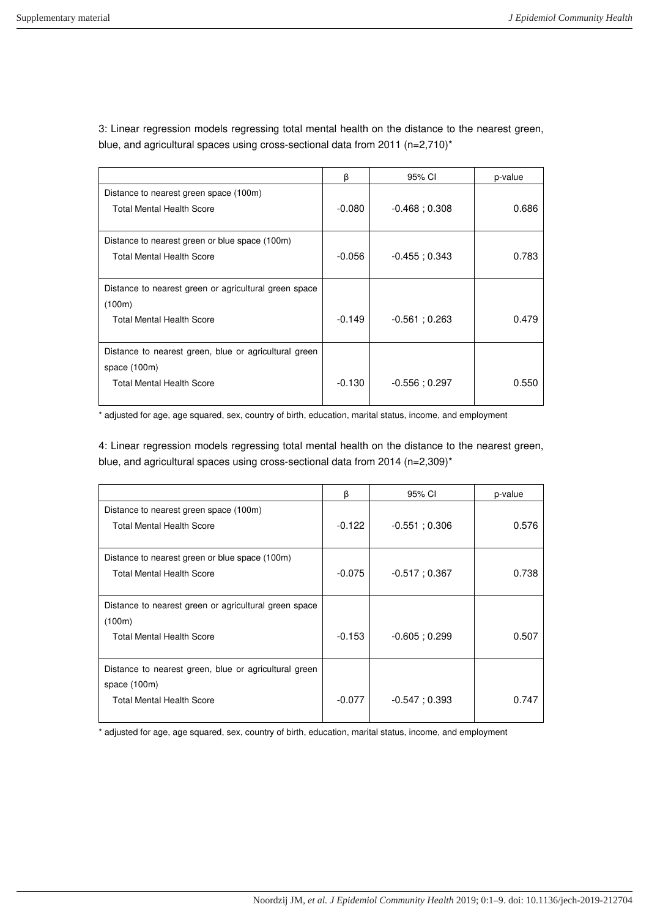3: Linear regression models regressing total mental health on the distance to the nearest green, blue, and agricultural spaces using cross-sectional data from 2011 (n=2,710)*

| | β | 95% CI | p-value |
|---|---|---|---|
| Distance to nearest green space (100m) | | | |
| Total Mental Health Score | -0.080 | -0.468 ; 0.308 | 0.686 |
| Distance to nearest green or blue space (100m) | | | |
| Total Mental Health Score | -0.056 | -0.455 ; 0.343 | 0.783 |
| Distance to nearest green or agricultural green space (100m) | | | |
| Total Mental Health Score | -0.149 | -0.561 ; 0.263 | 0.479 |
| Distance to nearest green, blue or agricultural green space (100m) | | | |
| Total Mental Health Score | -0.130 | -0.556 ; 0.297 | 0.550 |

* adjusted for age, age squared, sex, country of birth, education, marital status, income, and employment

4: Linear regression models regressing total mental health on the distance to the nearest green, blue, and agricultural spaces using cross-sectional data from 2014 (n=2,309)*

| | β | 95% CI | p-value |
|---|---|---|---|
| Distance to nearest green space (100m) | | | |
| Total Mental Health Score | -0.122 | -0.551 ; 0.306 | 0.576 |
| Distance to nearest green or blue space (100m) | | | |
| Total Mental Health Score | -0.075 | -0.517 ; 0.367 | 0.738 |
| Distance to nearest green or agricultural green space (100m) | | | |
| Total Mental Health Score | -0.153 | -0.605 ; 0.299 | 0.507 |
| Distance to nearest green, blue or agricultural green space (100m) | | | |
| Total Mental Health Score | -0.077 | -0.547 ; 0.393 | 0.747 |

* adjusted for age, age squared, sex, country of birth, education, marital status, income, and employment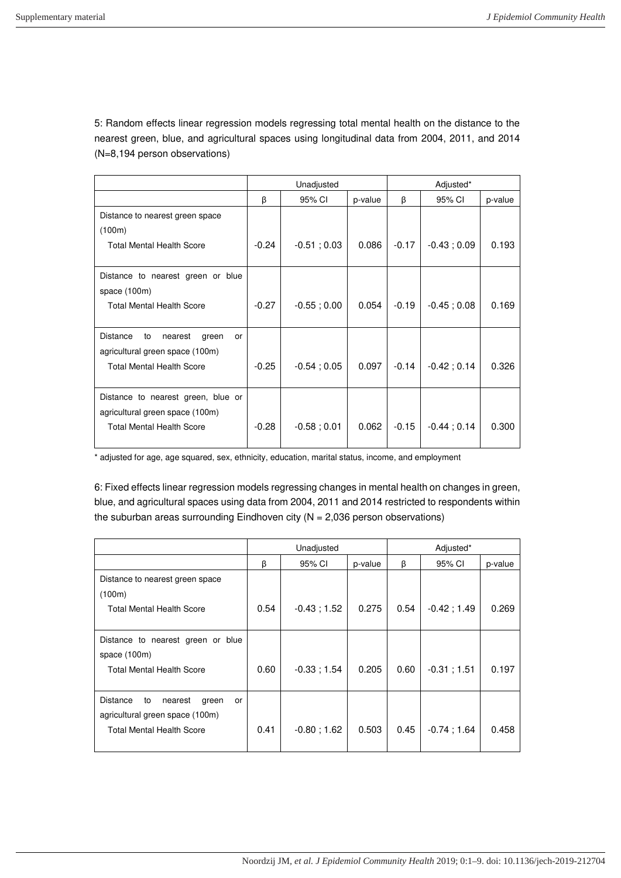5: Random effects linear regression models regressing total mental health on the distance to the nearest green, blue, and agricultural spaces using longitudinal data from 2004, 2011, and 2014 (N=8,194 person observations)

| | Unadjusted | | | Adjusted* | | |
|---|---|---|---|---|---|---|
| | β | 95% CI | p-value | β | 95% CI | p-value |
| Distance to nearest green space (100m) | | | | | | |
| Total Mental Health Score | -0.24 | -0.51 ; 0.03 | 0.086 | -0.17 | -0.43 ; 0.09 | 0.193 |
| Distance to nearest green or blue space (100m) | | | | | | |
| Total Mental Health Score | -0.27 | -0.55 ; 0.00 | 0.054 | -0.19 | -0.45 ; 0.08 | 0.169 |
| Distance to nearest green or agricultural green space (100m) | | | | | | |
| Total Mental Health Score | -0.25 | -0.54 ; 0.05 | 0.097 | -0.14 | -0.42 ; 0.14 | 0.326 |
| Distance to nearest green, blue or agricultural green space (100m) | | | | | | |
| Total Mental Health Score | -0.28 | -0.58 ; 0.01 | 0.062 | -0.15 | -0.44 ; 0.14 | 0.300 |

* adjusted for age, age squared, sex, ethnicity, education, marital status, income, and employment

6: Fixed effects linear regression models regressing changes in mental health on changes in green, blue, and agricultural spaces using data from 2004, 2011 and 2014 restricted to respondents within the suburban areas surrounding Eindhoven city (N = 2,036 person observations)

| | Unadjusted | | | Adjusted* | | |
|---|---|---|---|---|---|---|
| | β | 95% CI | p-value | β | 95% CI | p-value |
| Distance to nearest green space (100m) | | | | | | |
| Total Mental Health Score | 0.54 | -0.43 ; 1.52 | 0.275 | 0.54 | -0.42 ; 1.49 | 0.269 |
| Distance to nearest green or blue space (100m) | | | | | | |
| Total Mental Health Score | 0.60 | -0.33 ; 1.54 | 0.205 | 0.60 | -0.31 ; 1.51 | 0.197 |
| Distance to nearest green or agricultural green space (100m) | | | | | | |
| Total Mental Health Score | 0.41 | -0.80 ; 1.62 | 0.503 | 0.45 | -0.74 ; 1.64 | 0.458 |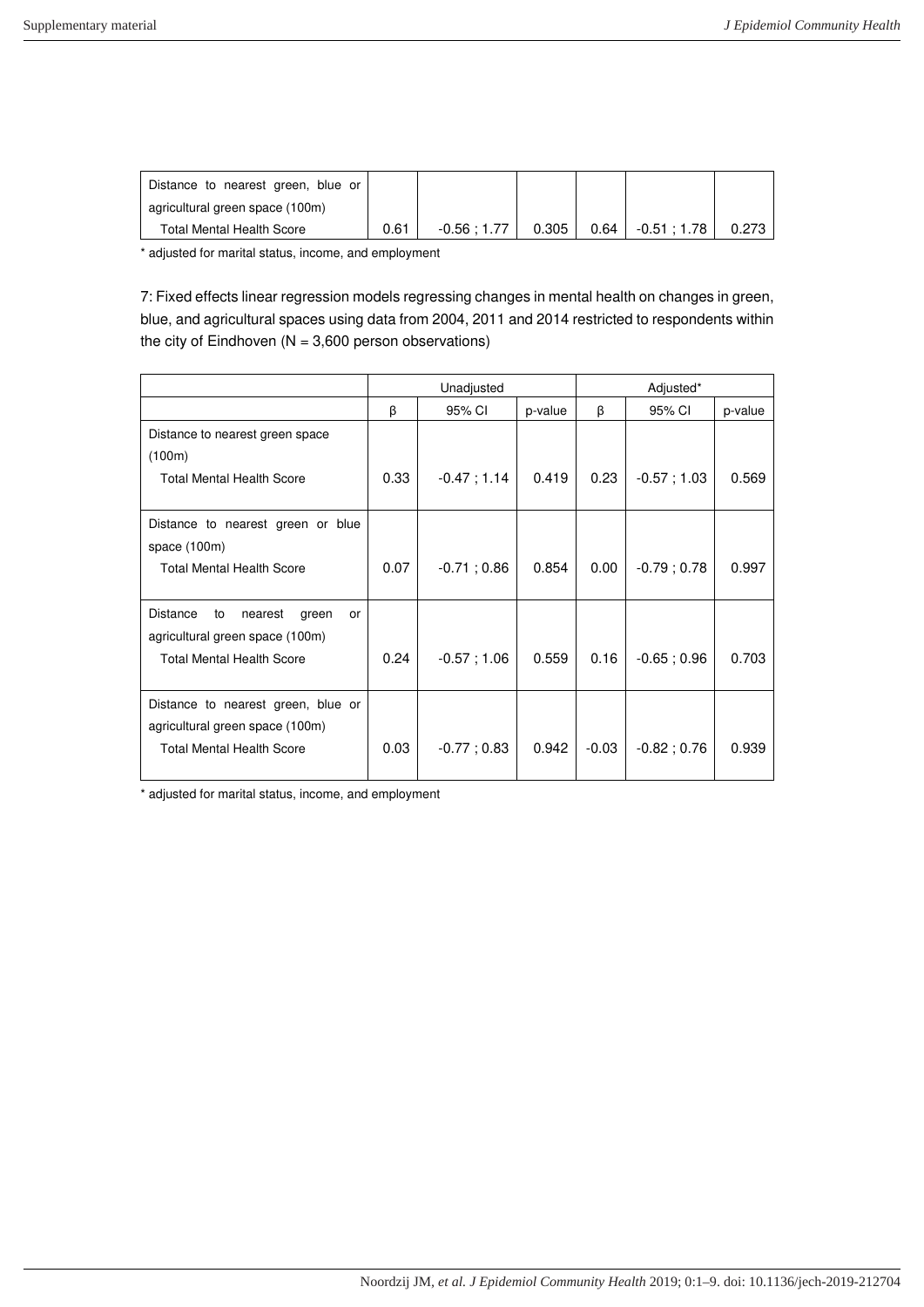| Distance to nearest green, blue or agricultural green space (100m) | | | | | | |
|---|---|---|---|---|---|---|
| Total Mental Health Score | 0.61 | -0.56 ; 1.77 | 0.305 | 0.64 | -0.51 ; 1.78 | 0.273 |

* adjusted for marital status, income, and employment

7: Fixed effects linear regression models regressing changes in mental health on changes in green, blue, and agricultural spaces using data from 2004, 2011 and 2014 restricted to respondents within the city of Eindhoven (N = 3,600 person observations)

| | Unadjusted | | | Adjusted* | | |
|---|---|---|---|---|---|---|
| | β | 95% CI | p-value | β | 95% CI | p-value |
| Distance to nearest green space (100m) | | | | | | |
| Total Mental Health Score | 0.33 | -0.47 ; 1.14 | 0.419 | 0.23 | -0.57 ; 1.03 | 0.569 |
| Distance to nearest green or blue space (100m) | | | | | | |
| Total Mental Health Score | 0.07 | -0.71 ; 0.86 | 0.854 | 0.00 | -0.79 ; 0.78 | 0.997 |
| Distance to nearest green or agricultural green space (100m) | | | | | | |
| Total Mental Health Score | 0.24 | -0.57 ; 1.06 | 0.559 | 0.16 | -0.65 ; 0.96 | 0.703 |
| Distance to nearest green, blue or agricultural green space (100m) | | | | | | |
| Total Mental Health Score | 0.03 | -0.77 ; 0.83 | 0.942 | -0.03 | -0.82 ; 0.76 | 0.939 |

* adjusted for marital status, income, and employment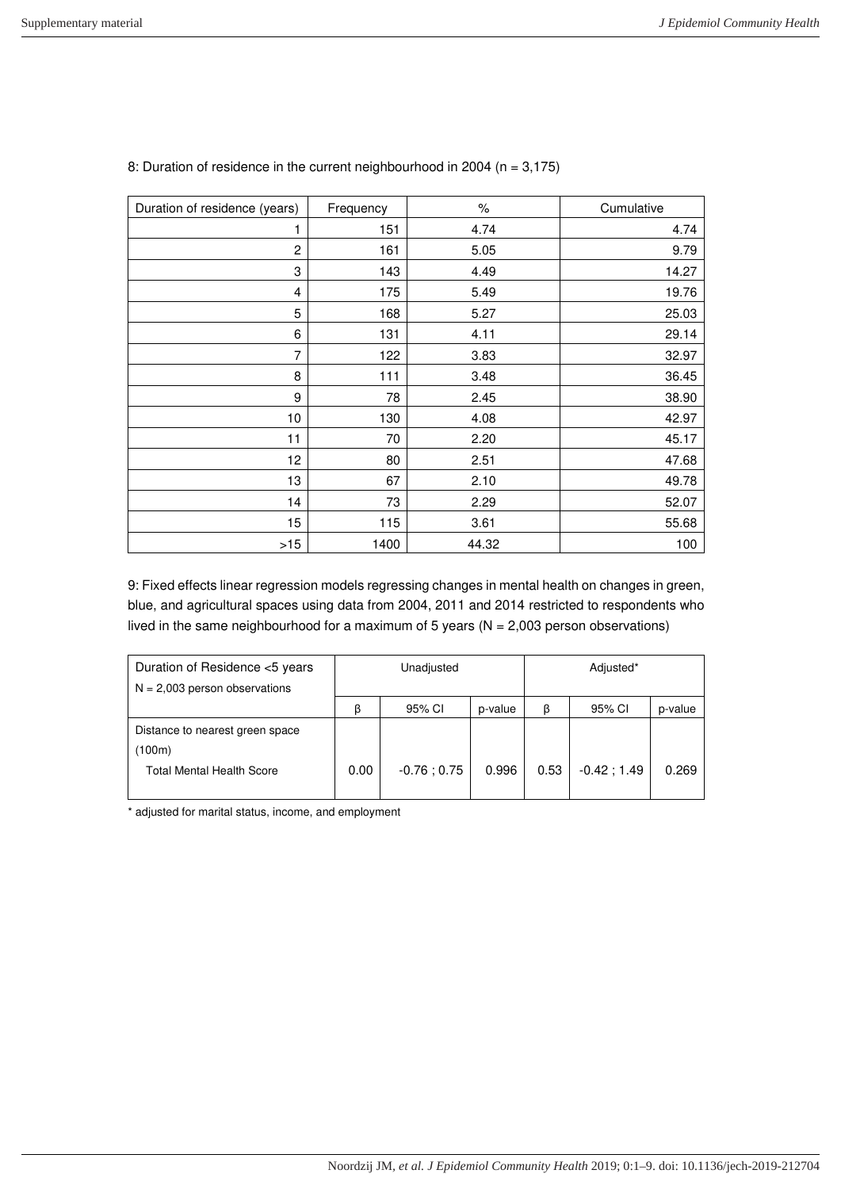8: Duration of residence in the current neighbourhood in 2004 (n = 3,175)

| Duration of residence (years) | Frequency | % | Cumulative |
|---|---|---|---|
| 1 | 151 | 4.74 | 4.74 |
| 2 | 161 | 5.05 | 9.79 |
| 3 | 143 | 4.49 | 14.27 |
| 4 | 175 | 5.49 | 19.76 |
| 5 | 168 | 5.27 | 25.03 |
| 6 | 131 | 4.11 | 29.14 |
| 7 | 122 | 3.83 | 32.97 |
| 8 | 111 | 3.48 | 36.45 |
| 9 | 78 | 2.45 | 38.90 |
| 10 | 130 | 4.08 | 42.97 |
| 11 | 70 | 2.20 | 45.17 |
| 12 | 80 | 2.51 | 47.68 |
| 13 | 67 | 2.10 | 49.78 |
| 14 | 73 | 2.29 | 52.07 |
| 15 | 115 | 3.61 | 55.68 |
| >15 | 1400 | 44.32 | 100 |

9: Fixed effects linear regression models regressing changes in mental health on changes in green, blue, and agricultural spaces using data from 2004, 2011 and 2014 restricted to respondents who lived in the same neighbourhood for a maximum of 5 years (N = 2,003 person observations)

| Duration of Residence <5 years N = 2,003 person observations | Unadjusted | | | Adjusted* | | |
|---|---|---|---|---|---|---|
| | β | 95% CI | p-value | β | 95% CI | p-value |
| Distance to nearest green space (100m) Total Mental Health Score | 0.00 | -0.76 ; 0.75 | 0.996 | 0.53 | -0.42 ; 1.49 | 0.269 |

* adjusted for marital status, income, and employment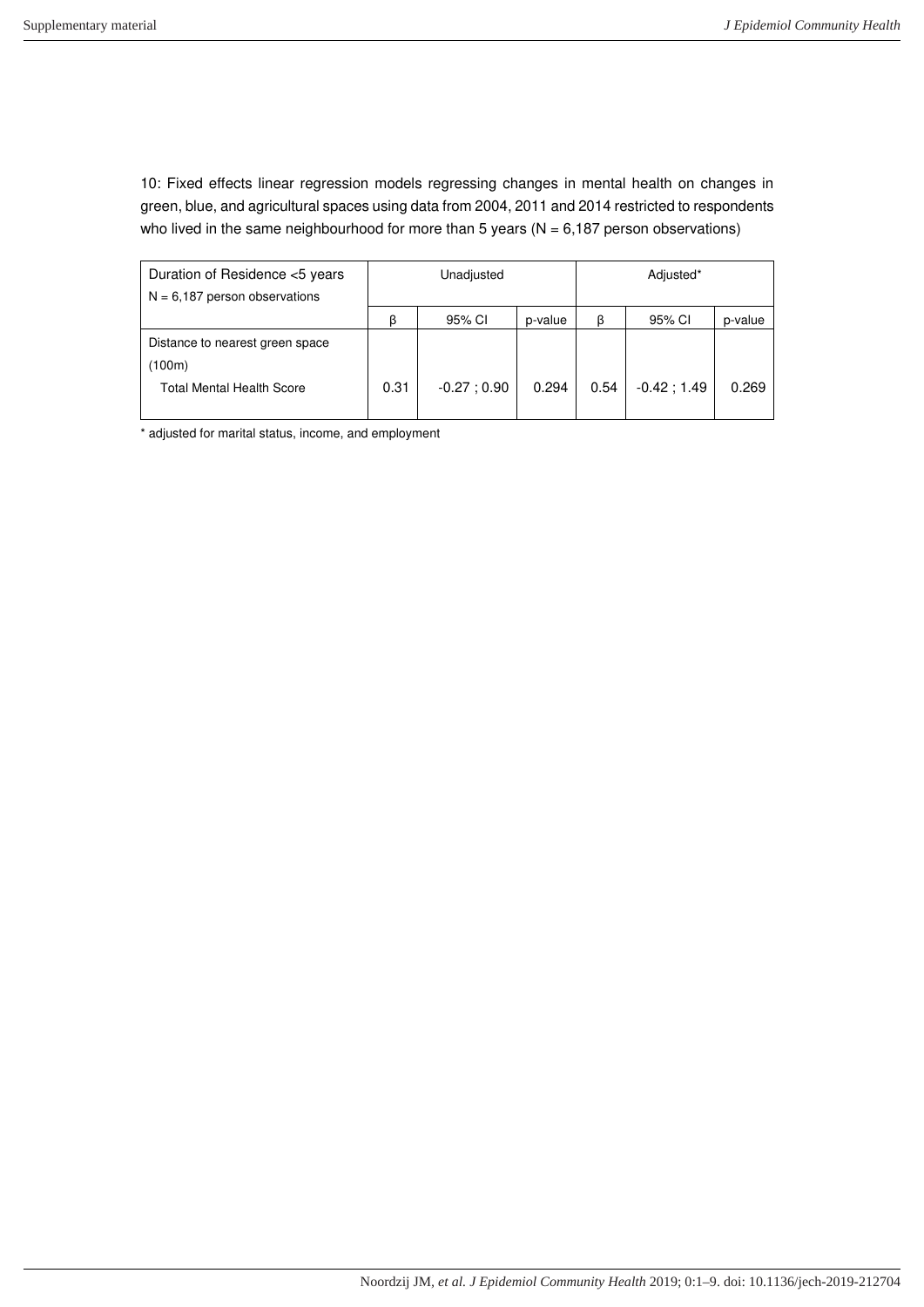10: Fixed effects linear regression models regressing changes in mental health on changes in green, blue, and agricultural spaces using data from 2004, 2011 and 2014 restricted to respondents who lived in the same neighbourhood for more than 5 years (N = 6,187 person observations)

| Duration of Residence <5 years<br>N = 6,187 person observations | Unadjusted | | | Adjusted* | | |
|---|---|---|---|---|---|---|
| | β | 95% CI | p-value | β | 95% CI | p-value |
| Distance to nearest green space (100m) | | | | | | |
| Total Mental Health Score | 0.31 | -0.27 ; 0.90 | 0.294 | 0.54 | -0.42 ; 1.49 | 0.269 |

\* adjusted for marital status, income, and employment